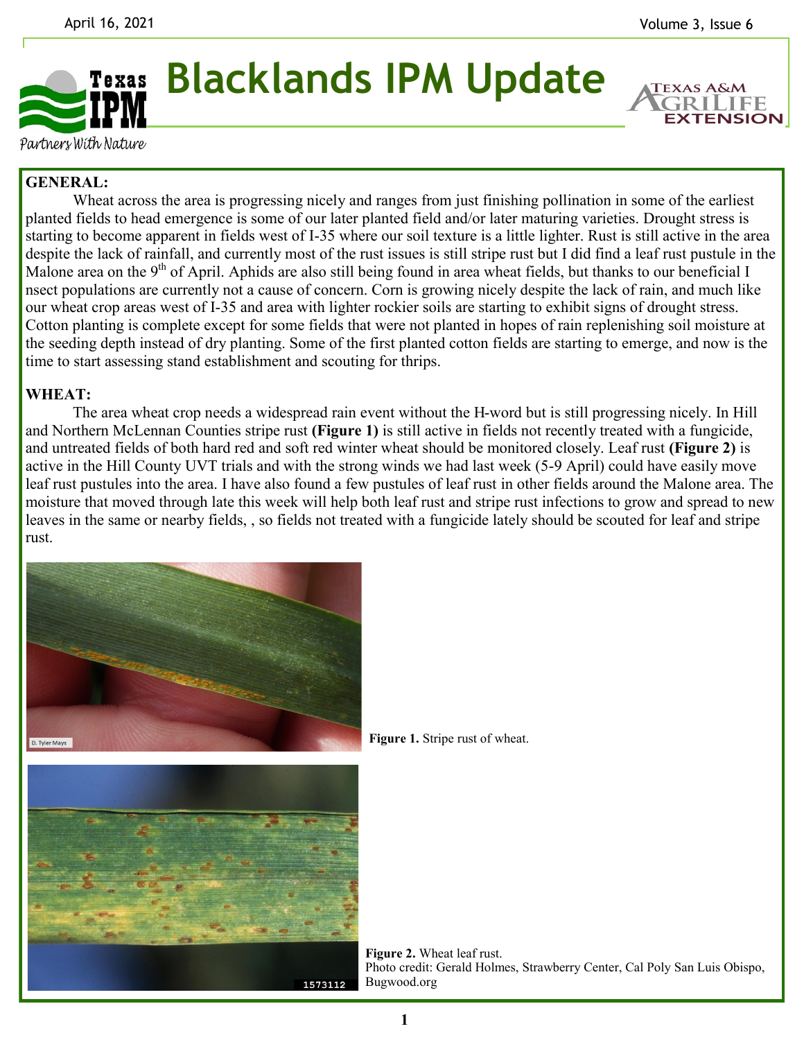# Blacklands IPM Update

Partners With Nature

## GENERAL:

Wheat across the area is progressing nicely and ranges from just finishing pollination in some of the earliest planted fields to head emergence is some of our later planted field and/or later maturing varieties. Drought stress is starting to become apparent in fields west of I-35 where our soil texture is a little lighter. Rust is still active in the area despite the lack of rainfall, and currently most of the rust issues is still stripe rust but I did find a leaf rust pustule in the Malone area on the 9th of April. Aphids are also still being found in area wheat fields, but thanks to our beneficial I nsect populations are currently not a cause of concern. Corn is growing nicely despite the lack of rain, and much like our wheat crop areas west of I-35 and area with lighter rockier soils are starting to exhibit signs of drought stress. Cotton planting is complete except for some fields that were not planted in hopes of rain replenishing soil moisture at the seeding depth instead of dry planting. Some of the first planted cotton fields are starting to emerge, and now is the time to start assessing stand establishment and scouting for thrips.

## WHEAT:

The area wheat crop needs a widespread rain event without the H-word but is still progressing nicely. In Hill and Northern McLennan Counties stripe rust **(Figure 1)** is still active in fields not recently treated with a fungicide, and untreated fields of both hard red and soft red winter wheat should be monitored closely. Leaf rust **(Figure 2)** is active in the Hill County UVT trials and with the strong winds we had last week (5-9 April) could have easily move leaf rust pustules into the area. I have also found a few pustules of leaf rust in other fields around the Malone area. The moisture that moved through late this week will help both leaf rust and stripe rust infections to grow and spread to new leaves in the same or nearby fields, , so fields not treated with a fungicide lately should be scouted for leaf and stripe rust.

**Figure 1.** Stripe rust of wheat.

**Figure 2.** Wheat leaf rust.
Photo credit: Gerald Holmes, Strawberry Center, Cal Poly San Luis Obispo, Bugwood.org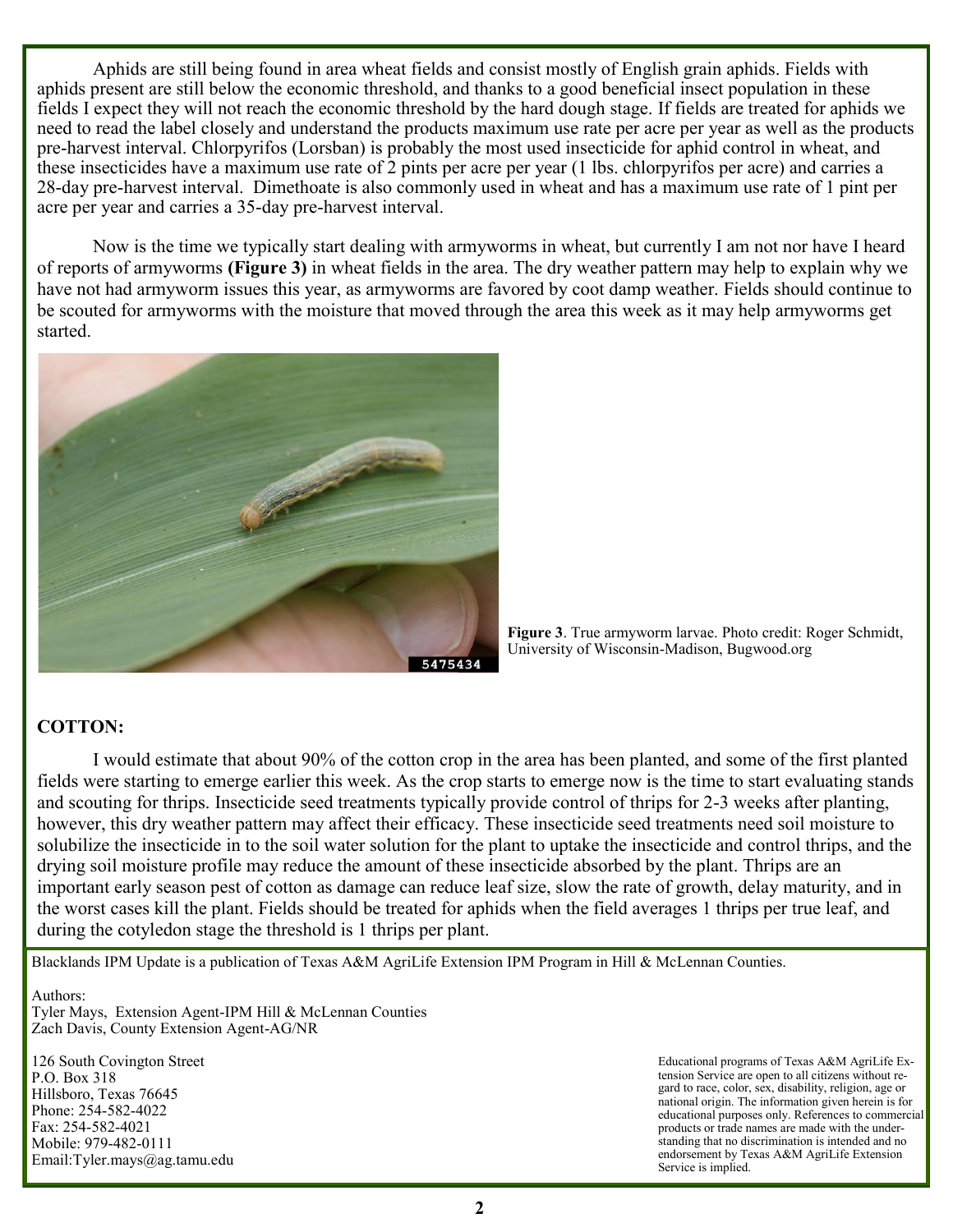Aphids are still being found in area wheat fields and consist mostly of English grain aphids. Fields with aphids present are still below the economic threshold, and thanks to a good beneficial insect population in these fields I expect they will not reach the economic threshold by the hard dough stage. If fields are treated for aphids we need to read the label closely and understand the products maximum use rate per acre per year as well as the products pre-harvest interval. Chlorpyrifos (Lorsban) is probably the most used insecticide for aphid control in wheat, and these insecticides have a maximum use rate of 2 pints per acre per year (1 lbs. chlorpyrifos per acre) and carries a 28-day pre-harvest interval. Dimethoate is also commonly used in wheat and has a maximum use rate of 1 pint per acre per year and carries a 35-day pre-harvest interval.

Now is the time we typically start dealing with armyworms in wheat, but currently I am not nor have I heard of reports of armyworms **(Figure 3)** in wheat fields in the area. The dry weather pattern may help to explain why we have not had armyworm issues this year, as armyworms are favored by coot damp weather. Fields should continue to be scouted for armyworms with the moisture that moved through the area this week as it may help armyworms get started.

**Figure 3**. True armyworm larvae. Photo credit: Roger Schmidt, University of Wisconsin-Madison, Bugwood.org

## COTTON:

I would estimate that about 90% of the cotton crop in the area has been planted, and some of the first planted fields were starting to emerge earlier this week. As the crop starts to emerge now is the time to start evaluating stands and scouting for thrips. Insecticide seed treatments typically provide control of thrips for 2-3 weeks after planting, however, this dry weather pattern may affect their efficacy. These insecticide seed treatments need soil moisture to solubilize the insecticide in to the soil water solution for the plant to uptake the insecticide and control thrips, and the drying soil moisture profile may reduce the amount of these insecticide absorbed by the plant. Thrips are an important early season pest of cotton as damage can reduce leaf size, slow the rate of growth, delay maturity, and in the worst cases kill the plant. Fields should be treated for aphids when the field averages 1 thrips per true leaf, and during the cotyledon stage the threshold is 1 thrips per plant.

Blacklands IPM Update is a publication of Texas A&M AgriLife Extension IPM Program in Hill & McLennan Counties.

Authors:
Tyler Mays, Extension Agent-IPM Hill & McLennan Counties
Zach Davis, County Extension Agent-AG/NR

126 South Covington Street
P.O. Box 318
Hillsboro, Texas 76645
Phone: 254-582-4022
Fax: 254-582-4021
Mobile: 979-482-0111
Email:Tyler.mays@ag.tamu.edu

Educational programs of Texas A&M AgriLife Extension Service are open to all citizens without regard to race, color, sex, disability, religion, age or national origin. The information given herein is for educational purposes only. References to commercial products or trade names are made with the understanding that no discrimination is intended and no endorsement by Texas A&M AgriLife Extension Service is implied.